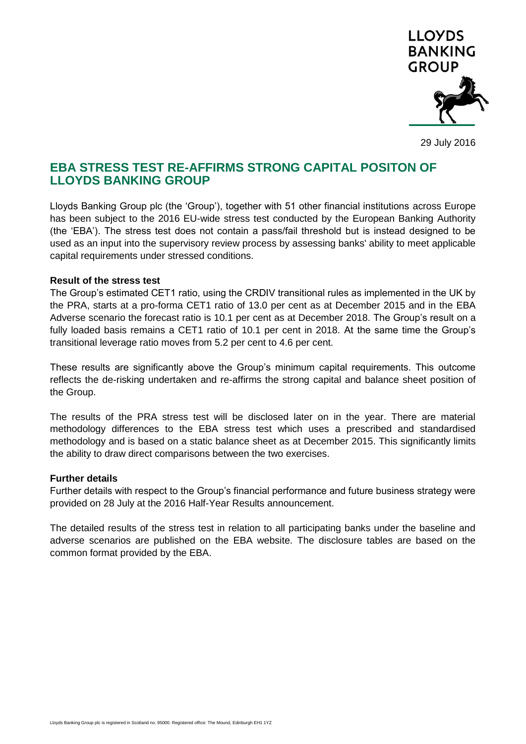LLOYDS BANKING GROUP

29 July 2016

# EBA STRESS TEST RE-AFFIRMS STRONG CAPITAL POSITON OF LLOYDS BANKING GROUP

Lloyds Banking Group plc (the 'Group'), together with 51 other financial institutions across Europe has been subject to the 2016 EU-wide stress test conducted by the European Banking Authority (the 'EBA'). The stress test does not contain a pass/fail threshold but is instead designed to be used as an input into the supervisory review process by assessing banks' ability to meet applicable capital requirements under stressed conditions.

**Result of the stress test**

The Group's estimated CET1 ratio, using the CRDIV transitional rules as implemented in the UK by the PRA, starts at a pro-forma CET1 ratio of 13.0 per cent as at December 2015 and in the EBA Adverse scenario the forecast ratio is 10.1 per cent as at December 2018. The Group's result on a fully loaded basis remains a CET1 ratio of 10.1 per cent in 2018. At the same time the Group's transitional leverage ratio moves from 5.2 per cent to 4.6 per cent.

These results are significantly above the Group's minimum capital requirements. This outcome reflects the de-risking undertaken and re-affirms the strong capital and balance sheet position of the Group.

The results of the PRA stress test will be disclosed later on in the year. There are material methodology differences to the EBA stress test which uses a prescribed and standardised methodology and is based on a static balance sheet as at December 2015. This significantly limits the ability to draw direct comparisons between the two exercises.

**Further details**

Further details with respect to the Group's financial performance and future business strategy were provided on 28 July at the 2016 Half-Year Results announcement.

The detailed results of the stress test in relation to all participating banks under the baseline and adverse scenarios are published on the EBA website. The disclosure tables are based on the common format provided by the EBA.

Lloyds Banking Group plc is registered in Scotland no. 95000. Registered office: The Mound, Edinburgh EH1 1YZ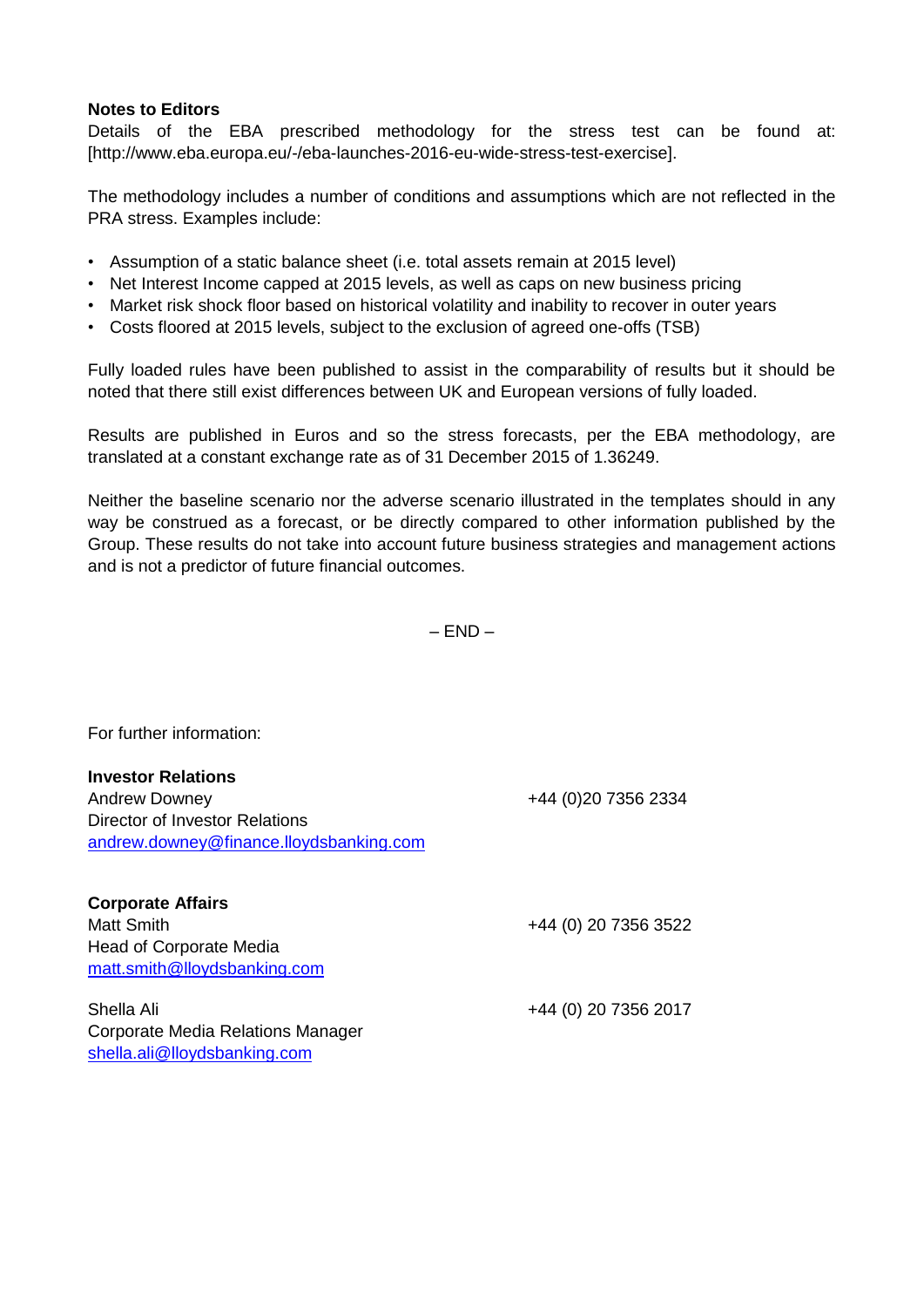**Notes to Editors**

Details of the EBA prescribed methodology for the stress test can be found at: [http://www.eba.europa.eu/-/eba-launches-2016-eu-wide-stress-test-exercise].

The methodology includes a number of conditions and assumptions which are not reflected in the PRA stress. Examples include:

- Assumption of a static balance sheet (i.e. total assets remain at 2015 level)
- Net Interest Income capped at 2015 levels, as well as caps on new business pricing
- Market risk shock floor based on historical volatility and inability to recover in outer years
- Costs floored at 2015 levels, subject to the exclusion of agreed one-offs (TSB)

Fully loaded rules have been published to assist in the comparability of results but it should be noted that there still exist differences between UK and European versions of fully loaded.

Results are published in Euros and so the stress forecasts, per the EBA methodology, are translated at a constant exchange rate as of 31 December 2015 of 1.36249.

Neither the baseline scenario nor the adverse scenario illustrated in the templates should in any way be construed as a forecast, or be directly compared to other information published by the Group. These results do not take into account future business strategies and management actions and is not a predictor of future financial outcomes.

– END –

For further information:

**Investor Relations**

Andrew Downey — +44 (0)20 7356 2334
Director of Investor Relations
andrew.downey@finance.lloydsbanking.com

**Corporate Affairs**

Matt Smith — +44 (0) 20 7356 3522
Head of Corporate Media
matt.smith@lloydsbanking.com

Shella Ali — +44 (0) 20 7356 2017
Corporate Media Relations Manager
shella.ali@lloydsbanking.com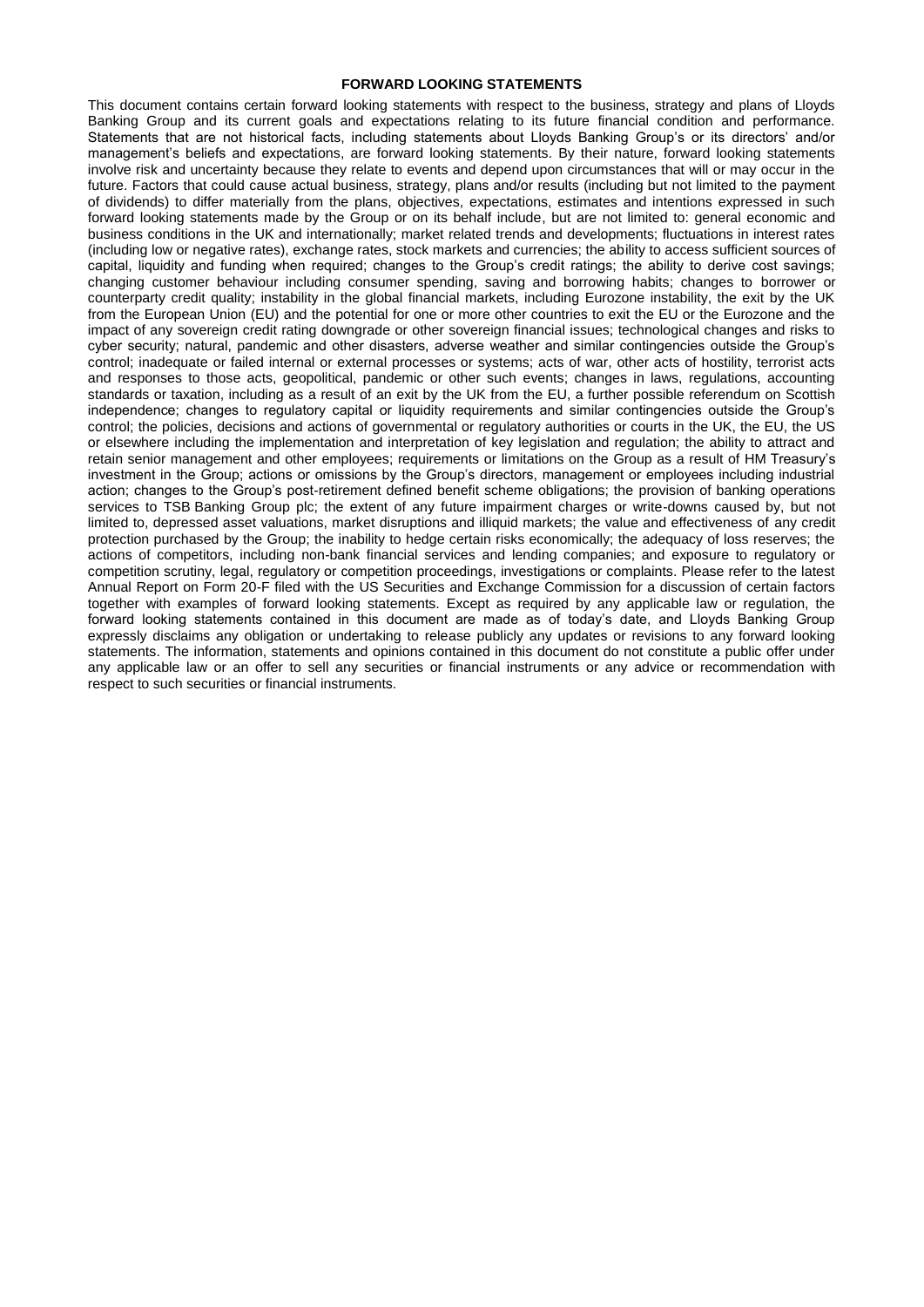**FORWARD LOOKING STATEMENTS**

This document contains certain forward looking statements with respect to the business, strategy and plans of Lloyds Banking Group and its current goals and expectations relating to its future financial condition and performance. Statements that are not historical facts, including statements about Lloyds Banking Group's or its directors' and/or management's beliefs and expectations, are forward looking statements. By their nature, forward looking statements involve risk and uncertainty because they relate to events and depend upon circumstances that will or may occur in the future. Factors that could cause actual business, strategy, plans and/or results (including but not limited to the payment of dividends) to differ materially from the plans, objectives, expectations, estimates and intentions expressed in such forward looking statements made by the Group or on its behalf include, but are not limited to: general economic and business conditions in the UK and internationally; market related trends and developments; fluctuations in interest rates (including low or negative rates), exchange rates, stock markets and currencies; the ability to access sufficient sources of capital, liquidity and funding when required; changes to the Group's credit ratings; the ability to derive cost savings; changing customer behaviour including consumer spending, saving and borrowing habits; changes to borrower or counterparty credit quality; instability in the global financial markets, including Eurozone instability, the exit by the UK from the European Union (EU) and the potential for one or more other countries to exit the EU or the Eurozone and the impact of any sovereign credit rating downgrade or other sovereign financial issues; technological changes and risks to cyber security; natural, pandemic and other disasters, adverse weather and similar contingencies outside the Group's control; inadequate or failed internal or external processes or systems; acts of war, other acts of hostility, terrorist acts and responses to those acts, geopolitical, pandemic or other such events; changes in laws, regulations, accounting standards or taxation, including as a result of an exit by the UK from the EU, a further possible referendum on Scottish independence; changes to regulatory capital or liquidity requirements and similar contingencies outside the Group's control; the policies, decisions and actions of governmental or regulatory authorities or courts in the UK, the EU, the US or elsewhere including the implementation and interpretation of key legislation and regulation; the ability to attract and retain senior management and other employees; requirements or limitations on the Group as a result of HM Treasury's investment in the Group; actions or omissions by the Group's directors, management or employees including industrial action; changes to the Group's post-retirement defined benefit scheme obligations; the provision of banking operations services to TSB Banking Group plc; the extent of any future impairment charges or write-downs caused by, but not limited to, depressed asset valuations, market disruptions and illiquid markets; the value and effectiveness of any credit protection purchased by the Group; the inability to hedge certain risks economically; the adequacy of loss reserves; the actions of competitors, including non-bank financial services and lending companies; and exposure to regulatory or competition scrutiny, legal, regulatory or competition proceedings, investigations or complaints. Please refer to the latest Annual Report on Form 20-F filed with the US Securities and Exchange Commission for a discussion of certain factors together with examples of forward looking statements. Except as required by any applicable law or regulation, the forward looking statements contained in this document are made as of today's date, and Lloyds Banking Group expressly disclaims any obligation or undertaking to release publicly any updates or revisions to any forward looking statements. The information, statements and opinions contained in this document do not constitute a public offer under any applicable law or an offer to sell any securities or financial instruments or any advice or recommendation with respect to such securities or financial instruments.